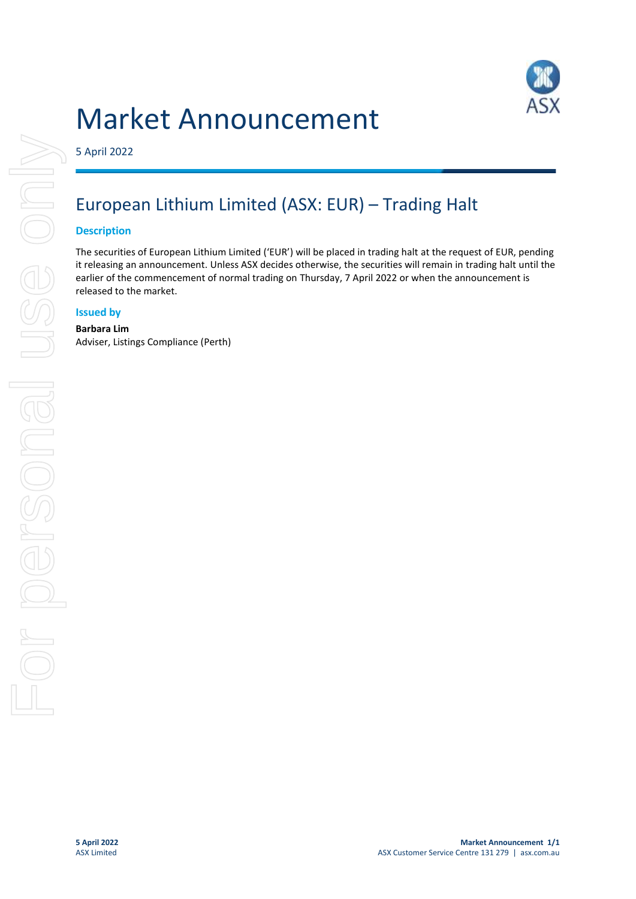# Market Announcement

5 April 2022

## European Lithium Limited (ASX: EUR) – Trading Halt

### Description

The securities of European Lithium Limited ('EUR') will be placed in trading halt at the request of EUR, pending it releasing an announcement. Unless ASX decides otherwise, the securities will remain in trading halt until the earlier of the commencement of normal trading on Thursday, 7 April 2022 or when the announcement is released to the market.

### Issued by

**Barbara Lim**
Adviser, Listings Compliance (Perth)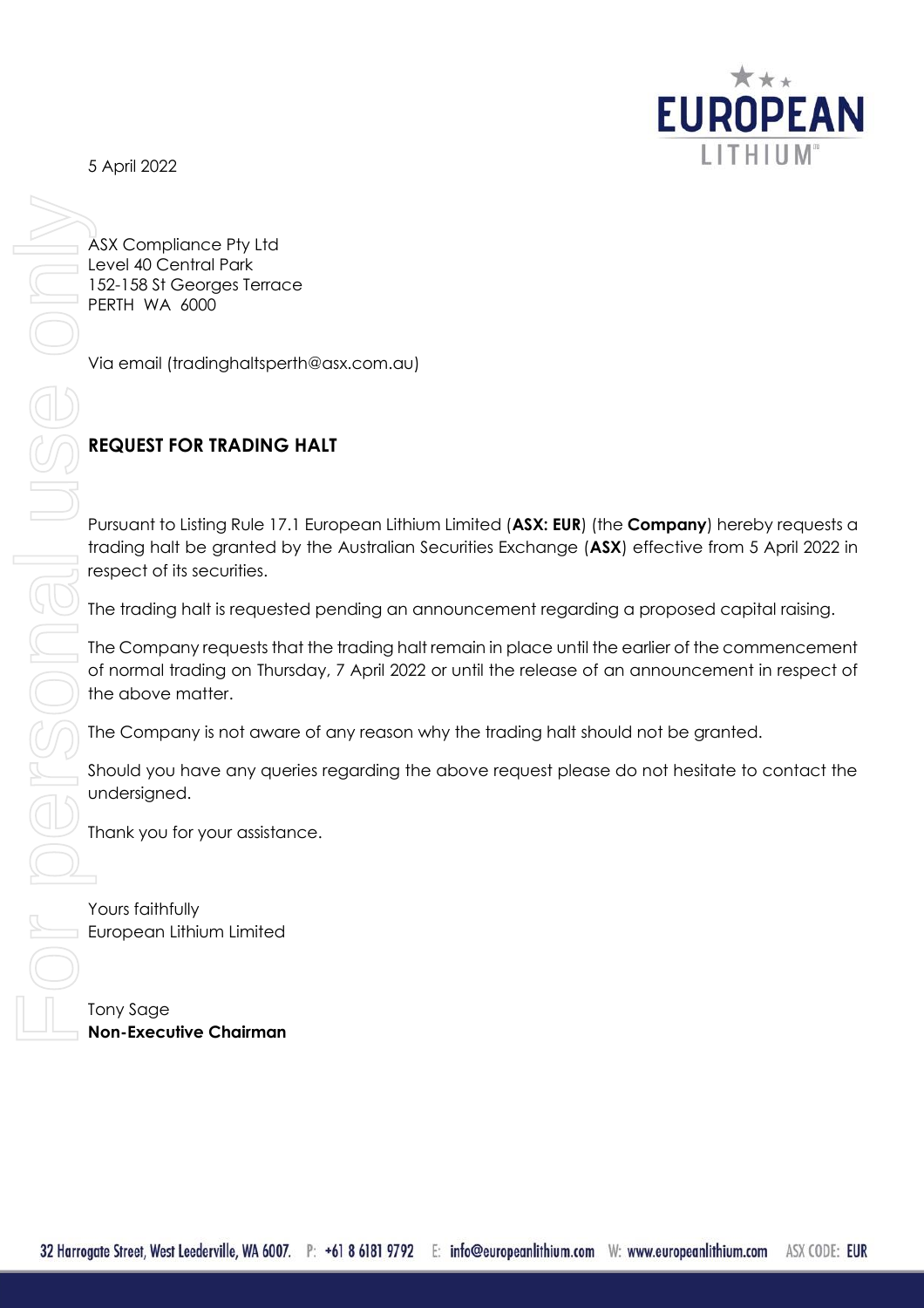5 April 2022

ASX Compliance Pty Ltd
Level 40 Central Park
152-158 St Georges Terrace
PERTH WA 6000

Via email (tradinghaltsperth@asx.com.au)

## REQUEST FOR TRADING HALT

Pursuant to Listing Rule 17.1 European Lithium Limited (**ASX: EUR**) (the **Company**) hereby requests a trading halt be granted by the Australian Securities Exchange (**ASX**) effective from 5 April 2022 in respect of its securities.

The trading halt is requested pending an announcement regarding a proposed capital raising.

The Company requests that the trading halt remain in place until the earlier of the commencement of normal trading on Thursday, 7 April 2022 or until the release of an announcement in respect of the above matter.

The Company is not aware of any reason why the trading halt should not be granted.

Should you have any queries regarding the above request please do not hesitate to contact the undersigned.

Thank you for your assistance.

Yours faithfully
European Lithium Limited

Tony Sage
**Non-Executive Chairman**

32 Harrogate Street, West Leederville, WA 6007. P: +61 8 6181 9792 E: info@europeanlithium.com W: www.europeanlithium.com ASX CODE: EUR